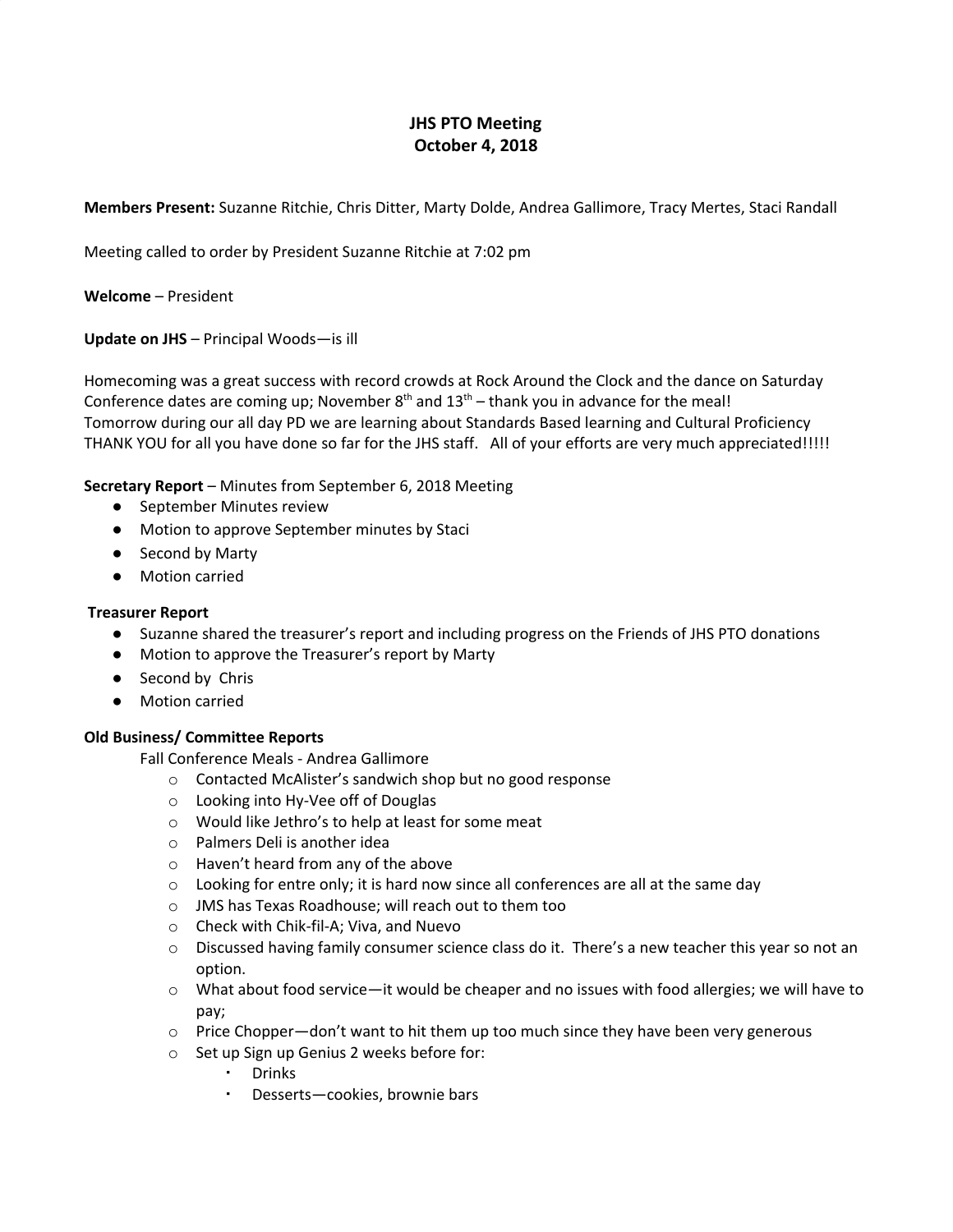# JHS PTO Meeting
## October 4, 2018

**Members Present:** Suzanne Ritchie, Chris Ditter, Marty Dolde, Andrea Gallimore, Tracy Mertes, Staci Randall

Meeting called to order by President Suzanne Ritchie at 7:02 pm

**Welcome** – President

**Update on JHS** – Principal Woods—is ill

Homecoming was a great success with record crowds at Rock Around the Clock and the dance on Saturday
Conference dates are coming up; November 8th and 13th – thank you in advance for the meal!
Tomorrow during our all day PD we are learning about Standards Based learning and Cultural Proficiency
THANK YOU for all you have done so far for the JHS staff. All of your efforts are very much appreciated!!!!!

**Secretary Report** – Minutes from September 6, 2018 Meeting

- September Minutes review
- Motion to approve September minutes by Staci
- Second by Marty
- Motion carried

**Treasurer Report**

- Suzanne shared the treasurer's report and including progress on the Friends of JHS PTO donations
- Motion to approve the Treasurer's report by Marty
- Second by Chris
- Motion carried

**Old Business/ Committee Reports**

Fall Conference Meals - Andrea Gallimore

- Contacted McAlister's sandwich shop but no good response
- Looking into Hy-Vee off of Douglas
- Would like Jethro's to help at least for some meat
- Palmers Deli is another idea
- Haven't heard from any of the above
- Looking for entre only; it is hard now since all conferences are all at the same day
- JMS has Texas Roadhouse; will reach out to them too
- Check with Chik-fil-A; Viva, and Nuevo
- Discussed having family consumer science class do it. There's a new teacher this year so not an option.
- What about food service—it would be cheaper and no issues with food allergies; we will have to pay;
- Price Chopper—don't want to hit them up too much since they have been very generous
- Set up Sign up Genius 2 weeks before for:
  - Drinks
  - Desserts—cookies, brownie bars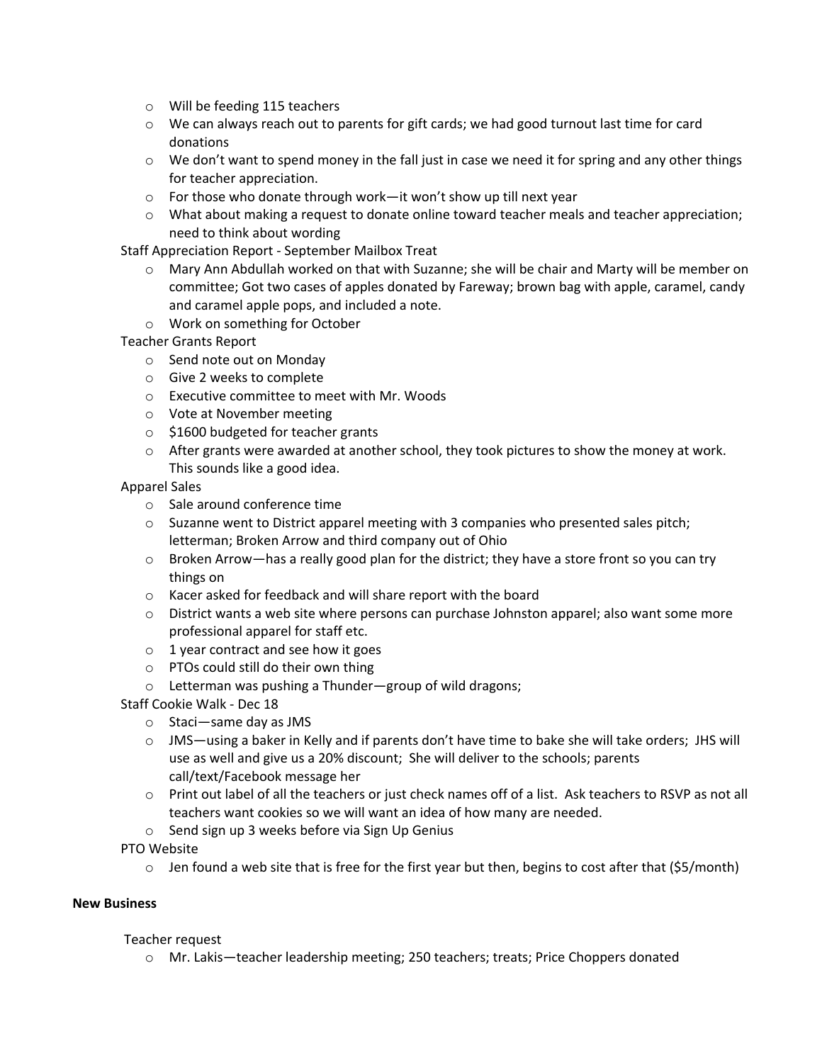- Will be feeding 115 teachers
- We can always reach out to parents for gift cards; we had good turnout last time for card donations
- We don't want to spend money in the fall just in case we need it for spring and any other things for teacher appreciation.
- For those who donate through work—it won't show up till next year
- What about making a request to donate online toward teacher meals and teacher appreciation; need to think about wording

Staff Appreciation Report - September Mailbox Treat

- Mary Ann Abdullah worked on that with Suzanne; she will be chair and Marty will be member on committee; Got two cases of apples donated by Fareway; brown bag with apple, caramel, candy and caramel apple pops, and included a note.
- Work on something for October

Teacher Grants Report

- Send note out on Monday
- Give 2 weeks to complete
- Executive committee to meet with Mr. Woods
- Vote at November meeting
- $1600 budgeted for teacher grants
- After grants were awarded at another school, they took pictures to show the money at work. This sounds like a good idea.

Apparel Sales

- Sale around conference time
- Suzanne went to District apparel meeting with 3 companies who presented sales pitch; letterman; Broken Arrow and third company out of Ohio
- Broken Arrow—has a really good plan for the district; they have a store front so you can try things on
- Kacer asked for feedback and will share report with the board
- District wants a web site where persons can purchase Johnston apparel; also want some more professional apparel for staff etc.
- 1 year contract and see how it goes
- PTOs could still do their own thing
- Letterman was pushing a Thunder—group of wild dragons;

Staff Cookie Walk - Dec 18

- Staci—same day as JMS
- JMS—using a baker in Kelly and if parents don't have time to bake she will take orders; JHS will use as well and give us a 20% discount; She will deliver to the schools; parents call/text/Facebook message her
- Print out label of all the teachers or just check names off of a list. Ask teachers to RSVP as not all teachers want cookies so we will want an idea of how many are needed.
- Send sign up 3 weeks before via Sign Up Genius

PTO Website

- Jen found a web site that is free for the first year but then, begins to cost after that ($5/month)

**New Business**

Teacher request

- Mr. Lakis—teacher leadership meeting; 250 teachers; treats; Price Choppers donated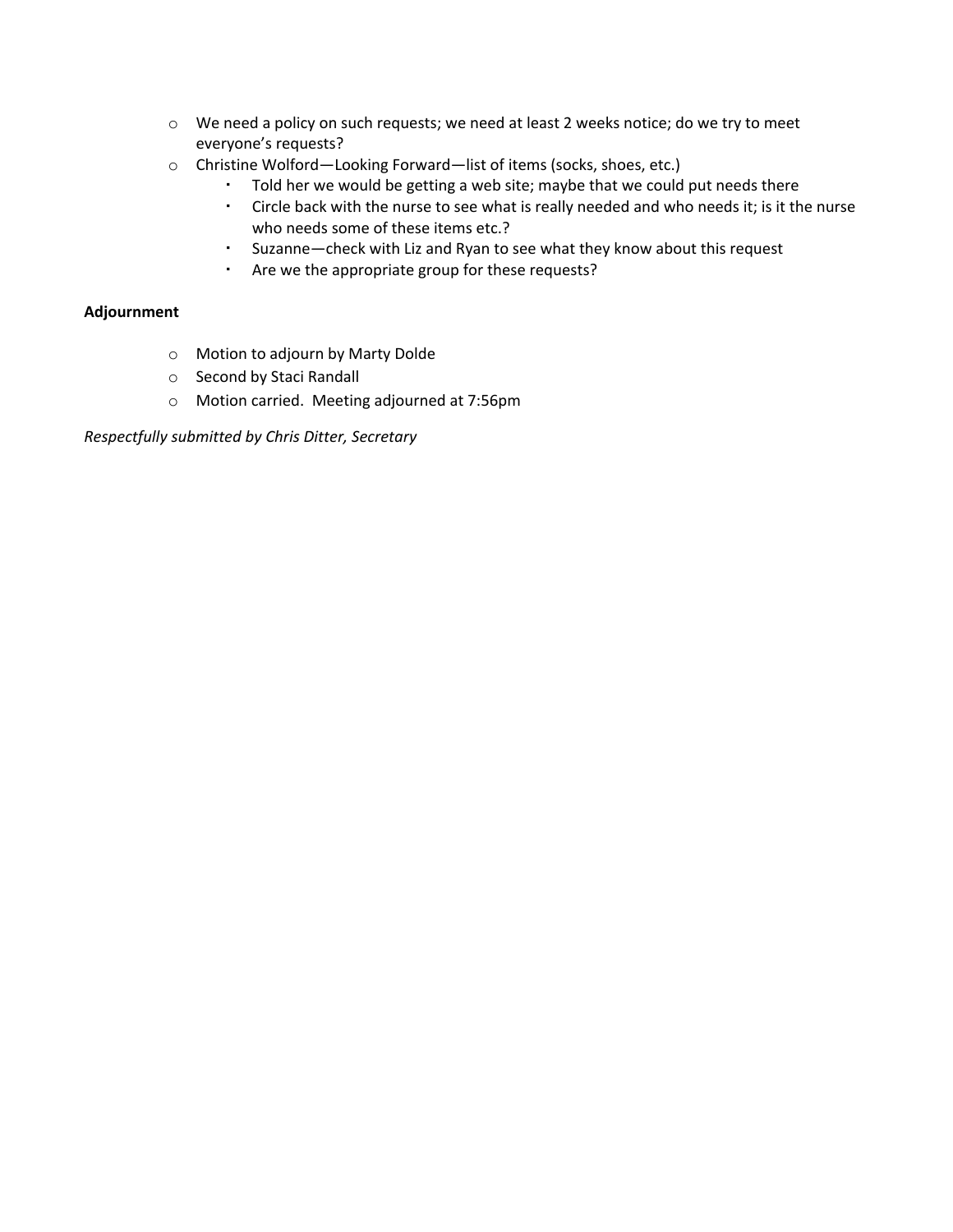- We need a policy on such requests; we need at least 2 weeks notice; do we try to meet everyone's requests?
- Christine Wolford—Looking Forward—list of items (socks, shoes, etc.)
  - Told her we would be getting a web site; maybe that we could put needs there
  - Circle back with the nurse to see what is really needed and who needs it; is it the nurse who needs some of these items etc.?
  - Suzanne—check with Liz and Ryan to see what they know about this request
  - Are we the appropriate group for these requests?

**Adjournment**

- Motion to adjourn by Marty Dolde
- Second by Staci Randall
- Motion carried. Meeting adjourned at 7:56pm

*Respectfully submitted by Chris Ditter, Secretary*